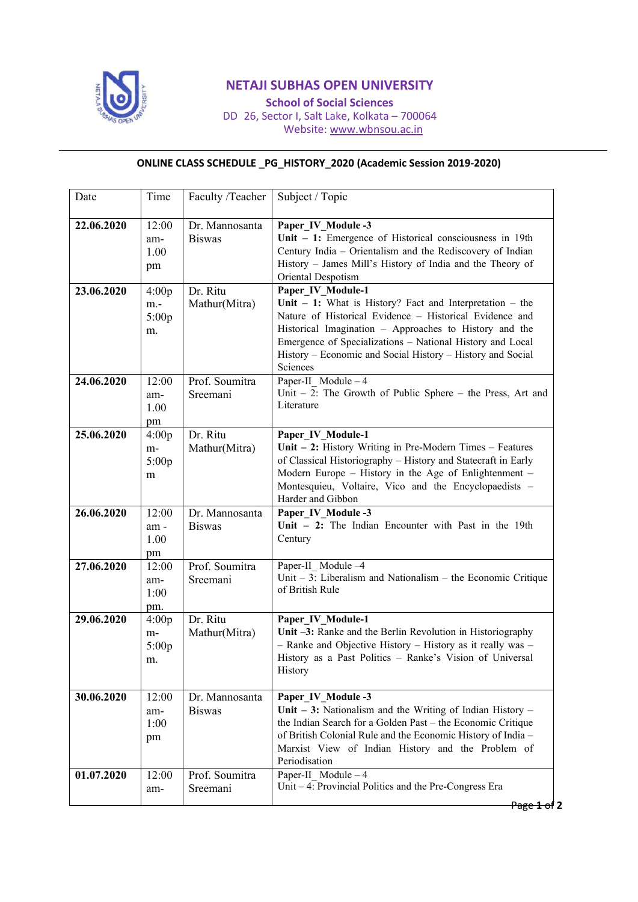# NETAJI SUBHAS OPEN UNIVERSITY

## School of Social Sciences

DD 26, Sector I, Salt Lake, Kolkata – 700064

Website: www.wbnsou.ac.in

---

**ONLINE CLASS SCHEDULE _PG_HISTORY_2020 (Academic Session 2019-2020)**

| Date | Time | Faculty /Teacher | Subject / Topic |
|---|---|---|---|
| **22.06.2020** | 12:00 am-1.00 pm | Dr. Mannosanta Biswas | **Paper_IV_Module -3**<br>**Unit – 1:** Emergence of Historical consciousness in 19th Century India – Orientalism and the Rediscovery of Indian History – James Mill's History of India and the Theory of Oriental Despotism |
| **23.06.2020** | 4:00pm.-5:00pm. | Dr. Ritu Mathur(Mitra) | **Paper_IV_Module-1**<br>**Unit – 1:** What is History? Fact and Interpretation – the Nature of Historical Evidence – Historical Evidence and Historical Imagination – Approaches to History and the Emergence of Specializations – National History and Local History – Economic and Social History – History and Social Sciences |
| **24.06.2020** | 12:00 am-1.00 pm | Prof. Soumitra Sreemani | Paper-II_ Module – 4<br>Unit – 2: The Growth of Public Sphere – the Press, Art and Literature |
| **25.06.2020** | 4:00pm-5:00pm | Dr. Ritu Mathur(Mitra) | **Paper_IV_Module-1**<br>**Unit – 2:** History Writing in Pre-Modern Times – Features of Classical Historiography – History and Statecraft in Early Modern Europe – History in the Age of Enlightenment – Montesquieu, Voltaire, Vico and the Encyclopaedists – Harder and Gibbon |
| **26.06.2020** | 12:00 am - 1.00 pm | Dr. Mannosanta Biswas | **Paper_IV_Module -3**<br>**Unit – 2:** The Indian Encounter with Past in the 19th Century |
| **27.06.2020** | 12:00 am-1:00 pm. | Prof. Soumitra Sreemani | Paper-II_ Module –4<br>Unit – 3: Liberalism and Nationalism – the Economic Critique of British Rule |
| **29.06.2020** | 4:00pm-5:00pm. | Dr. Ritu Mathur(Mitra) | **Paper_IV_Module-1**<br>**Unit –3:** Ranke and the Berlin Revolution in Historiography – Ranke and Objective History – History as it really was – History as a Past Politics – Ranke's Vision of Universal History |
| **30.06.2020** | 12:00 am-1:00 pm | Dr. Mannosanta Biswas | **Paper_IV_Module -3**<br>**Unit – 3:** Nationalism and the Writing of Indian History – the Indian Search for a Golden Past – the Economic Critique of British Colonial Rule and the Economic History of India – Marxist View of Indian History and the Problem of Periodisation |
| **01.07.2020** | 12:00 am- | Prof. Soumitra Sreemani | Paper-II_ Module – 4<br>Unit – 4: Provincial Politics and the Pre-Congress Era |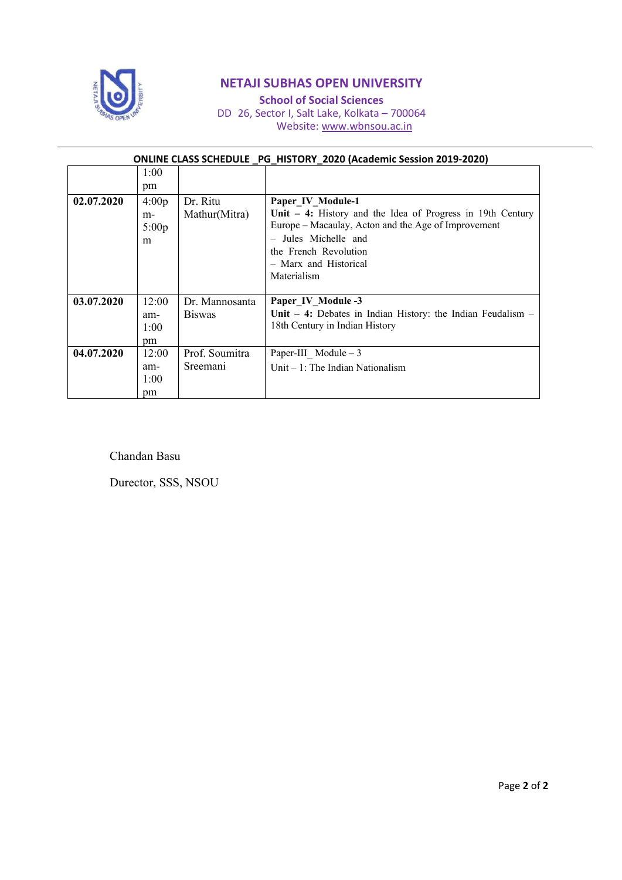# NETAJI SUBHAS OPEN UNIVERSITY

## School of Social Sciences

DD 26, Sector I, Salt Lake, Kolkata – 700064
Website: www.wbnsou.ac.in

**ONLINE CLASS SCHEDULE _PG_HISTORY_2020 (Academic Session 2019-2020)**

| | | | |
|---|---|---|---|
| | 1:00 pm | | |
| **02.07.2020** | 4:00pm-5:00pm | Dr. Ritu Mathur(Mitra) | **Paper_IV_Module-1**<br>**Unit – 4:** History and the Idea of Progress in 19th Century Europe – Macaulay, Acton and the Age of Improvement – Jules Michelle and the French Revolution – Marx and Historical Materialism |
| **03.07.2020** | 12:00 am-1:00 pm | Dr. Mannosanta Biswas | **Paper_IV_Module -3**<br>**Unit – 4:** Debates in Indian History: the Indian Feudalism – 18th Century in Indian History |
| **04.07.2020** | 12:00 am-1:00 pm | Prof. Soumitra Sreemani | Paper-III_ Module – 3<br>Unit – 1: The Indian Nationalism |

Chandan Basu

Durector, SSS, NSOU